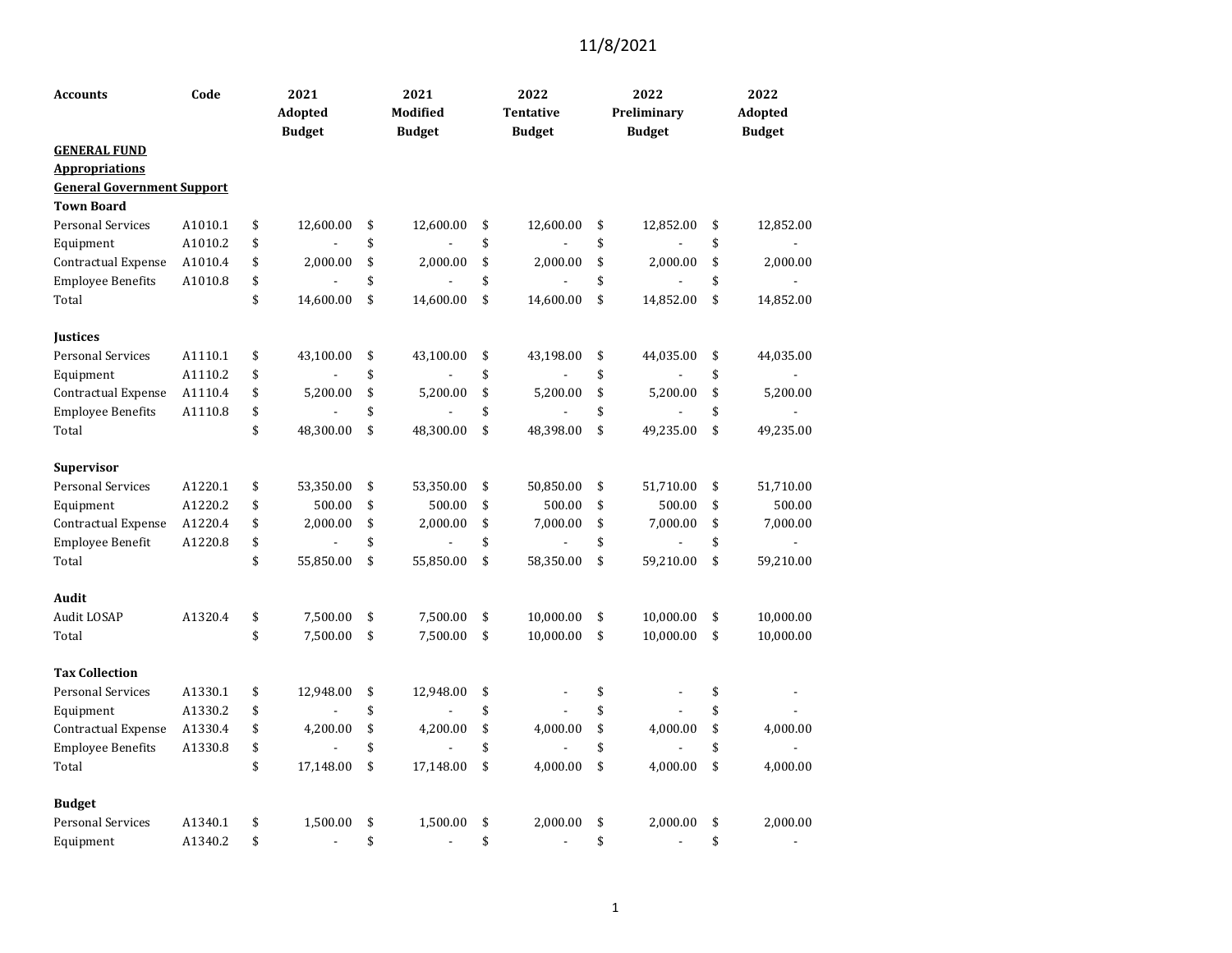11/8/2021

| Accounts | Code | 2021 Adopted Budget | 2021 Modified Budget | 2022 Tentative Budget | 2022 Preliminary Budget | 2022 Adopted Budget |
|---|---|---|---|---|---|---|
| **GENERAL FUND** | | | | | | |
| **Appropriations** | | | | | | |
| **General Government Support** | | | | | | |
| **Town Board** | | | | | | |
| Personal Services | A1010.1 | $ 12,600.00 | $ 12,600.00 | $ 12,600.00 | $ 12,852.00 | $ 12,852.00 |
| Equipment | A1010.2 | $ - | $ - | $ - | $ - | $ - |
| Contractual Expense | A1010.4 | $ 2,000.00 | $ 2,000.00 | $ 2,000.00 | $ 2,000.00 | $ 2,000.00 |
| Employee Benefits | A1010.8 | $ - | $ - | $ - | $ - | $ - |
| Total | | $ 14,600.00 | $ 14,600.00 | $ 14,600.00 | $ 14,852.00 | $ 14,852.00 |
| | | | | | | |
| **Justices** | | | | | | |
| Personal Services | A1110.1 | $ 43,100.00 | $ 43,100.00 | $ 43,198.00 | $ 44,035.00 | $ 44,035.00 |
| Equipment | A1110.2 | $ - | $ - | $ - | $ - | $ - |
| Contractual Expense | A1110.4 | $ 5,200.00 | $ 5,200.00 | $ 5,200.00 | $ 5,200.00 | $ 5,200.00 |
| Employee Benefits | A1110.8 | $ - | $ - | $ - | $ - | $ - |
| Total | | $ 48,300.00 | $ 48,300.00 | $ 48,398.00 | $ 49,235.00 | $ 49,235.00 |
| | | | | | | |
| **Supervisor** | | | | | | |
| Personal Services | A1220.1 | $ 53,350.00 | $ 53,350.00 | $ 50,850.00 | $ 51,710.00 | $ 51,710.00 |
| Equipment | A1220.2 | $ 500.00 | $ 500.00 | $ 500.00 | $ 500.00 | $ 500.00 |
| Contractual Expense | A1220.4 | $ 2,000.00 | $ 2,000.00 | $ 7,000.00 | $ 7,000.00 | $ 7,000.00 |
| Employee Benefit | A1220.8 | $ - | $ - | $ - | $ - | $ - |
| Total | | $ 55,850.00 | $ 55,850.00 | $ 58,350.00 | $ 59,210.00 | $ 59,210.00 |
| | | | | | | |
| **Audit** | | | | | | |
| Audit LOSAP | A1320.4 | $ 7,500.00 | $ 7,500.00 | $ 10,000.00 | $ 10,000.00 | $ 10,000.00 |
| Total | | $ 7,500.00 | $ 7,500.00 | $ 10,000.00 | $ 10,000.00 | $ 10,000.00 |
| | | | | | | |
| **Tax Collection** | | | | | | |
| Personal Services | A1330.1 | $ 12,948.00 | $ 12,948.00 | $ - | $ - | $ - |
| Equipment | A1330.2 | $ - | $ - | $ - | $ - | $ - |
| Contractual Expense | A1330.4 | $ 4,200.00 | $ 4,200.00 | $ 4,000.00 | $ 4,000.00 | $ 4,000.00 |
| Employee Benefits | A1330.8 | $ - | $ - | $ - | $ - | $ - |
| Total | | $ 17,148.00 | $ 17,148.00 | $ 4,000.00 | $ 4,000.00 | $ 4,000.00 |
| | | | | | | |
| **Budget** | | | | | | |
| Personal Services | A1340.1 | $ 1,500.00 | $ 1,500.00 | $ 2,000.00 | $ 2,000.00 | $ 2,000.00 |
| Equipment | A1340.2 | $ - | $ - | $ - | $ - | $ - |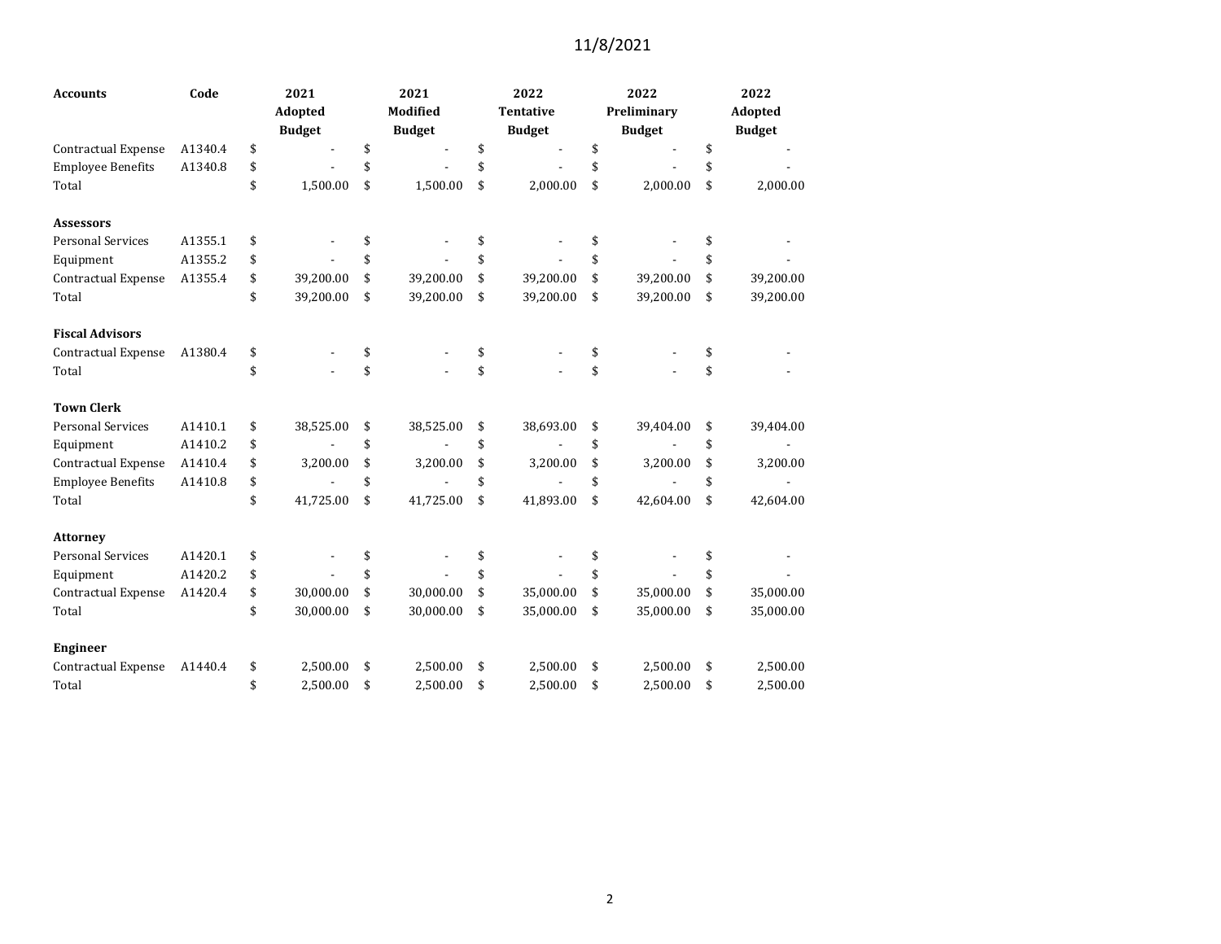| Accounts | Code | 2021 Adopted Budget | 2021 Modified Budget | 2022 Tentative Budget | 2022 Preliminary Budget | 2022 Adopted Budget |
|---|---|---|---|---|---|---|
| Contractual Expense | A1340.4 | $ - | $ - | $ - | $ - | $ - |
| Employee Benefits | A1340.8 | $ - | $ - | $ - | $ - | $ - |
| Total | | $ 1,500.00 | $ 1,500.00 | $ 2,000.00 | $ 2,000.00 | $ 2,000.00 |
| | | | | | | |
| **Assessors** | | | | | | |
| Personal Services | A1355.1 | $ - | $ - | $ - | $ - | $ - |
| Equipment | A1355.2 | $ - | $ - | $ - | $ - | $ - |
| Contractual Expense | A1355.4 | $ 39,200.00 | $ 39,200.00 | $ 39,200.00 | $ 39,200.00 | $ 39,200.00 |
| Total | | $ 39,200.00 | $ 39,200.00 | $ 39,200.00 | $ 39,200.00 | $ 39,200.00 |
| | | | | | | |
| **Fiscal Advisors** | | | | | | |
| Contractual Expense | A1380.4 | $ - | $ - | $ - | $ - | $ - |
| Total | | $ - | $ - | $ - | $ - | $ - |
| | | | | | | |
| **Town Clerk** | | | | | | |
| Personal Services | A1410.1 | $ 38,525.00 | $ 38,525.00 | $ 38,693.00 | $ 39,404.00 | $ 39,404.00 |
| Equipment | A1410.2 | $ - | $ - | $ - | $ - | $ - |
| Contractual Expense | A1410.4 | $ 3,200.00 | $ 3,200.00 | $ 3,200.00 | $ 3,200.00 | $ 3,200.00 |
| Employee Benefits | A1410.8 | $ - | $ - | $ - | $ - | $ - |
| Total | | $ 41,725.00 | $ 41,725.00 | $ 41,893.00 | $ 42,604.00 | $ 42,604.00 |
| | | | | | | |
| **Attorney** | | | | | | |
| Personal Services | A1420.1 | $ - | $ - | $ - | $ - | $ - |
| Equipment | A1420.2 | $ - | $ - | $ - | $ - | $ - |
| Contractual Expense | A1420.4 | $ 30,000.00 | $ 30,000.00 | $ 35,000.00 | $ 35,000.00 | $ 35,000.00 |
| Total | | $ 30,000.00 | $ 30,000.00 | $ 35,000.00 | $ 35,000.00 | $ 35,000.00 |
| | | | | | | |
| **Engineer** | | | | | | |
| Contractual Expense | A1440.4 | $ 2,500.00 | $ 2,500.00 | $ 2,500.00 | $ 2,500.00 | $ 2,500.00 |
| Total | | $ 2,500.00 | $ 2,500.00 | $ 2,500.00 | $ 2,500.00 | $ 2,500.00 |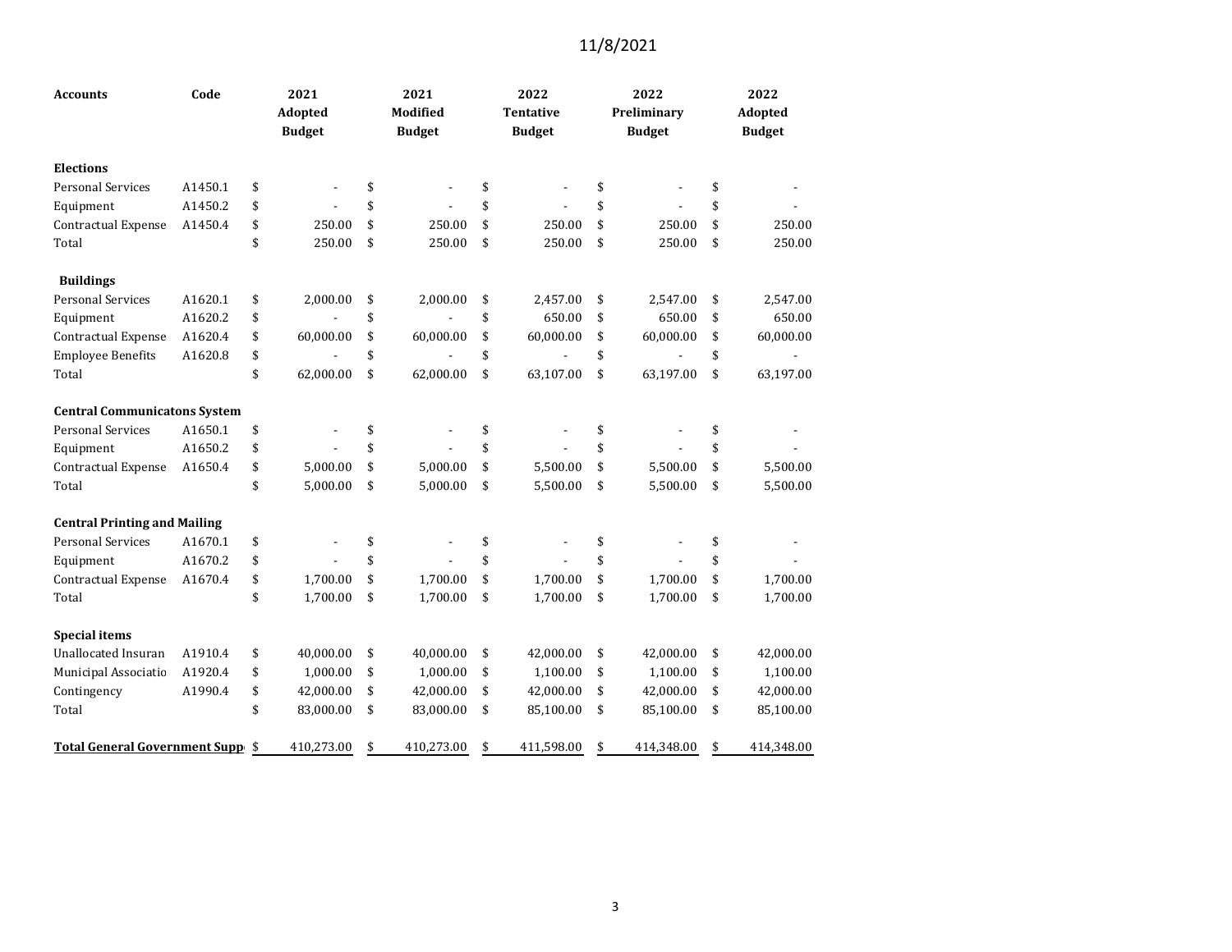11/8/2021

| Accounts | Code | 2021 Adopted Budget | 2021 Modified Budget | 2022 Tentative Budget | 2022 Preliminary Budget | 2022 Adopted Budget |
|---|---|---|---|---|---|---|
| **Elections** | | | | | | |
| Personal Services | A1450.1 | $ - | $ - | $ - | $ - | $ - |
| Equipment | A1450.2 | $ - | $ - | $ - | $ - | $ - |
| Contractual Expense | A1450.4 | $ 250.00 | $ 250.00 | $ 250.00 | $ 250.00 | $ 250.00 |
| Total | | $ 250.00 | $ 250.00 | $ 250.00 | $ 250.00 | $ 250.00 |
| **Buildings** | | | | | | |
| Personal Services | A1620.1 | $ 2,000.00 | $ 2,000.00 | $ 2,457.00 | $ 2,547.00 | $ 2,547.00 |
| Equipment | A1620.2 | $ - | $ - | $ 650.00 | $ 650.00 | $ 650.00 |
| Contractual Expense | A1620.4 | $ 60,000.00 | $ 60,000.00 | $ 60,000.00 | $ 60,000.00 | $ 60,000.00 |
| Employee Benefits | A1620.8 | $ - | $ - | $ - | $ - | $ - |
| Total | | $ 62,000.00 | $ 62,000.00 | $ 63,107.00 | $ 63,197.00 | $ 63,197.00 |
| **Central Communicatons System** | | | | | | |
| Personal Services | A1650.1 | $ - | $ - | $ - | $ - | $ - |
| Equipment | A1650.2 | $ - | $ - | $ - | $ - | $ - |
| Contractual Expense | A1650.4 | $ 5,000.00 | $ 5,000.00 | $ 5,500.00 | $ 5,500.00 | $ 5,500.00 |
| Total | | $ 5,000.00 | $ 5,000.00 | $ 5,500.00 | $ 5,500.00 | $ 5,500.00 |
| **Central Printing and Mailing** | | | | | | |
| Personal Services | A1670.1 | $ - | $ - | $ - | $ - | $ - |
| Equipment | A1670.2 | $ - | $ - | $ - | $ - | $ - |
| Contractual Expense | A1670.4 | $ 1,700.00 | $ 1,700.00 | $ 1,700.00 | $ 1,700.00 | $ 1,700.00 |
| Total | | $ 1,700.00 | $ 1,700.00 | $ 1,700.00 | $ 1,700.00 | $ 1,700.00 |
| **Special items** | | | | | | |
| Unallocated Insuran | A1910.4 | $ 40,000.00 | $ 40,000.00 | $ 42,000.00 | $ 42,000.00 | $ 42,000.00 |
| Municipal Associatio | A1920.4 | $ 1,000.00 | $ 1,000.00 | $ 1,100.00 | $ 1,100.00 | $ 1,100.00 |
| Contingency | A1990.4 | $ 42,000.00 | $ 42,000.00 | $ 42,000.00 | $ 42,000.00 | $ 42,000.00 |
| Total | | $ 83,000.00 | $ 83,000.00 | $ 85,100.00 | $ 85,100.00 | $ 85,100.00 |
| **Total General Government Supp** | | $ 410,273.00 | $ 410,273.00 | $ 411,598.00 | $ 414,348.00 | $ 414,348.00 |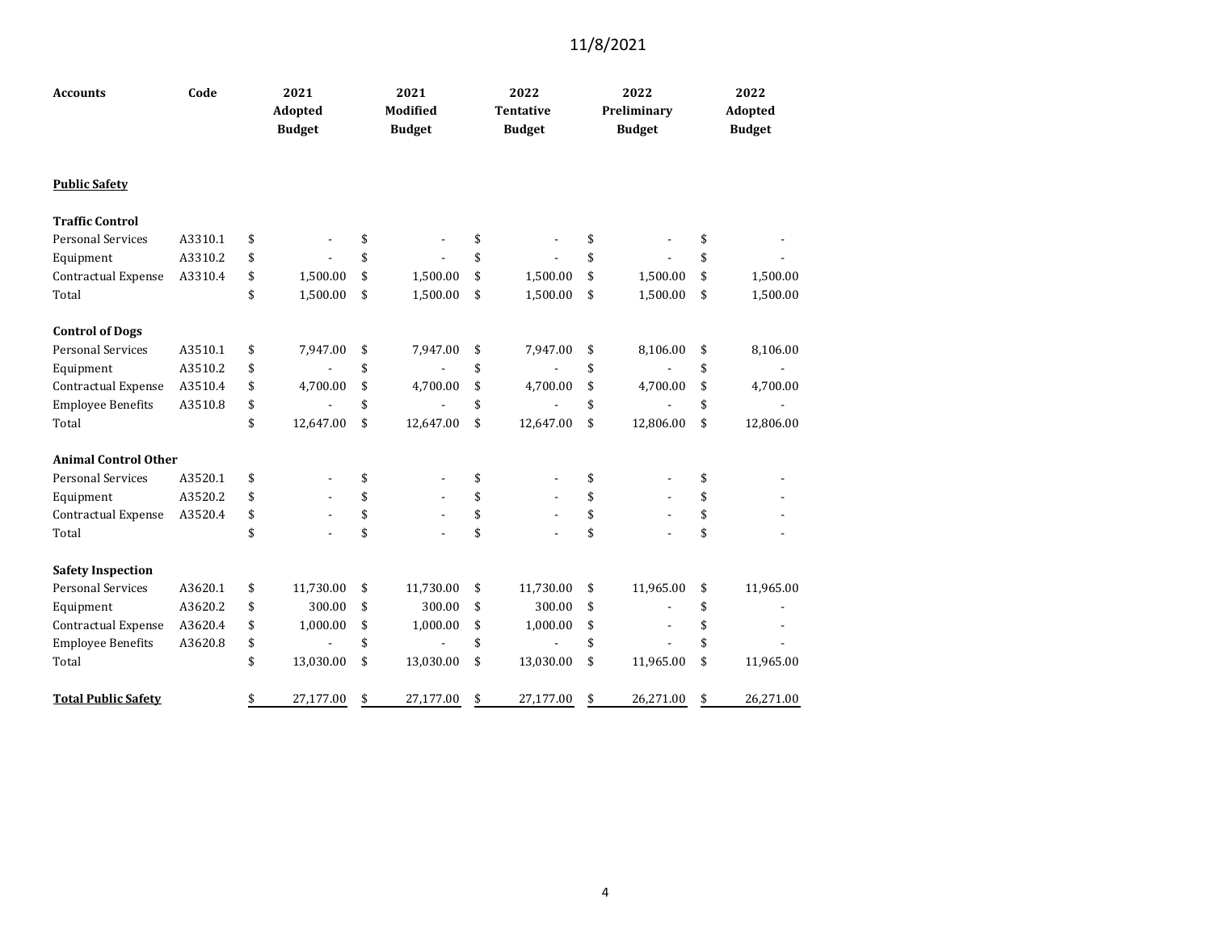| Accounts | Code | 2021 Adopted Budget | 2021 Modified Budget | 2022 Tentative Budget | 2022 Preliminary Budget | 2022 Adopted Budget |
|---|---|---|---|---|---|---|
| **Public Safety** | | | | | | |
| **Traffic Control** | | | | | | |
| Personal Services | A3310.1 | $ - | $ - | $ - | $ - | $ - |
| Equipment | A3310.2 | $ - | $ - | $ - | $ - | $ - |
| Contractual Expense | A3310.4 | $ 1,500.00 | $ 1,500.00 | $ 1,500.00 | $ 1,500.00 | $ 1,500.00 |
| Total | | $ 1,500.00 | $ 1,500.00 | $ 1,500.00 | $ 1,500.00 | $ 1,500.00 |
| **Control of Dogs** | | | | | | |
| Personal Services | A3510.1 | $ 7,947.00 | $ 7,947.00 | $ 7,947.00 | $ 8,106.00 | $ 8,106.00 |
| Equipment | A3510.2 | $ - | $ - | $ - | $ - | $ - |
| Contractual Expense | A3510.4 | $ 4,700.00 | $ 4,700.00 | $ 4,700.00 | $ 4,700.00 | $ 4,700.00 |
| Employee Benefits | A3510.8 | $ - | $ - | $ - | $ - | $ - |
| Total | | $ 12,647.00 | $ 12,647.00 | $ 12,647.00 | $ 12,806.00 | $ 12,806.00 |
| **Animal Control Other** | | | | | | |
| Personal Services | A3520.1 | $ - | $ - | $ - | $ - | $ - |
| Equipment | A3520.2 | $ - | $ - | $ - | $ - | $ - |
| Contractual Expense | A3520.4 | $ - | $ - | $ - | $ - | $ - |
| Total | | $ - | $ - | $ - | $ - | $ - |
| **Safety Inspection** | | | | | | |
| Personal Services | A3620.1 | $ 11,730.00 | $ 11,730.00 | $ 11,730.00 | $ 11,965.00 | $ 11,965.00 |
| Equipment | A3620.2 | $ 300.00 | $ 300.00 | $ 300.00 | $ - | $ - |
| Contractual Expense | A3620.4 | $ 1,000.00 | $ 1,000.00 | $ 1,000.00 | $ - | $ - |
| Employee Benefits | A3620.8 | $ - | $ - | $ - | $ - | $ - |
| Total | | $ 13,030.00 | $ 13,030.00 | $ 13,030.00 | $ 11,965.00 | $ 11,965.00 |
| **Total Public Safety** | | $ 27,177.00 | $ 27,177.00 | $ 27,177.00 | $ 26,271.00 | $ 26,271.00 |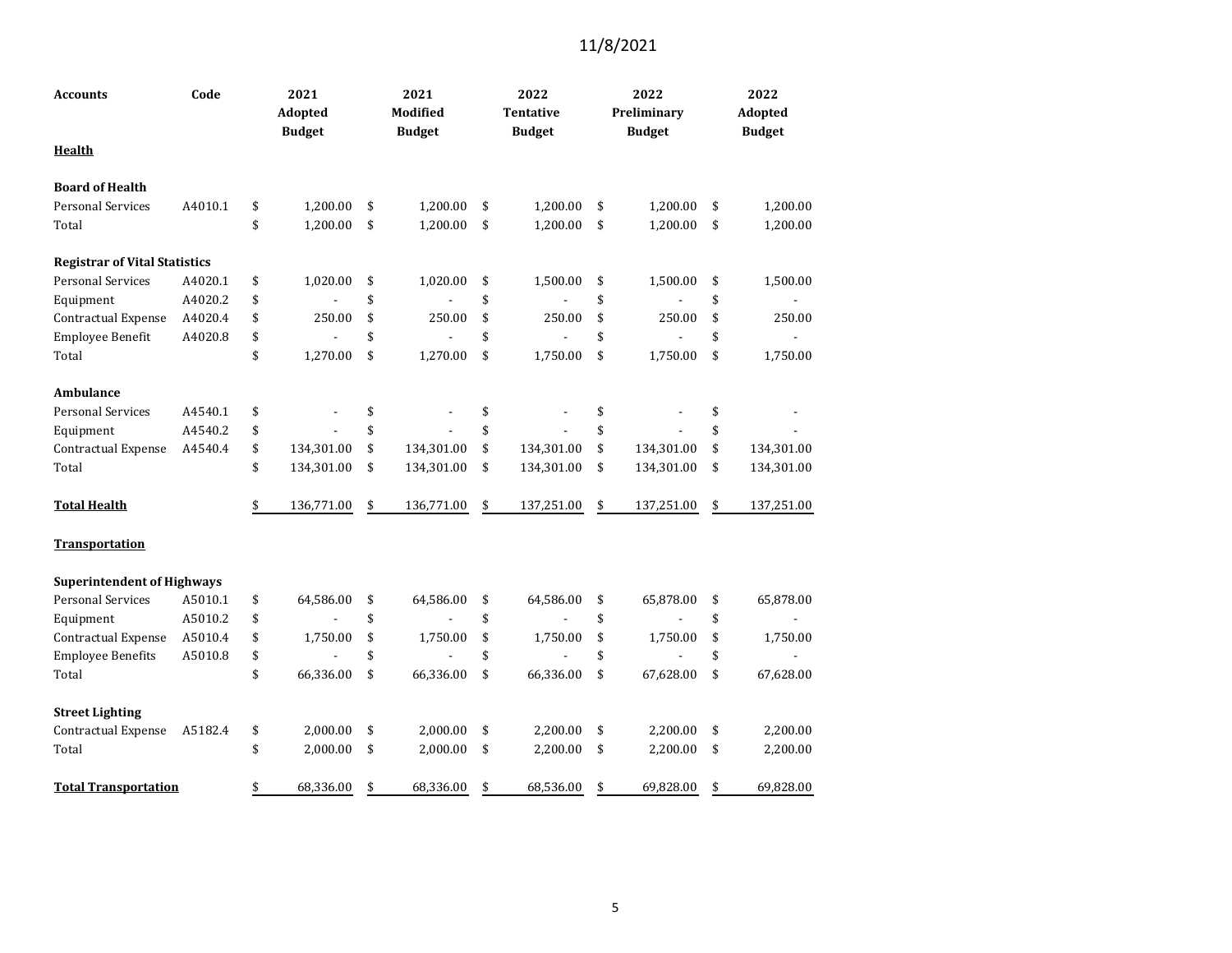11/8/2021

| Accounts | Code | 2021 Adopted Budget | 2021 Modified Budget | 2022 Tentative Budget | 2022 Preliminary Budget | 2022 Adopted Budget |
|---|---|---|---|---|---|---|
| **Health** | | | | | | |
| **Board of Health** | | | | | | |
| Personal Services | A4010.1 | $ 1,200.00 | $ 1,200.00 | $ 1,200.00 | $ 1,200.00 | $ 1,200.00 |
| Total | | $ 1,200.00 | $ 1,200.00 | $ 1,200.00 | $ 1,200.00 | $ 1,200.00 |
| **Registrar of Vital Statistics** | | | | | | |
| Personal Services | A4020.1 | $ 1,020.00 | $ 1,020.00 | $ 1,500.00 | $ 1,500.00 | $ 1,500.00 |
| Equipment | A4020.2 | $ - | $ - | $ - | $ - | $ - |
| Contractual Expense | A4020.4 | $ 250.00 | $ 250.00 | $ 250.00 | $ 250.00 | $ 250.00 |
| Employee Benefit | A4020.8 | $ - | $ - | $ - | $ - | $ - |
| Total | | $ 1,270.00 | $ 1,270.00 | $ 1,750.00 | $ 1,750.00 | $ 1,750.00 |
| **Ambulance** | | | | | | |
| Personal Services | A4540.1 | $ - | $ - | $ - | $ - | $ - |
| Equipment | A4540.2 | $ - | $ - | $ - | $ - | $ - |
| Contractual Expense | A4540.4 | $ 134,301.00 | $ 134,301.00 | $ 134,301.00 | $ 134,301.00 | $ 134,301.00 |
| Total | | $ 134,301.00 | $ 134,301.00 | $ 134,301.00 | $ 134,301.00 | $ 134,301.00 |
| **Total Health** | | $ 136,771.00 | $ 136,771.00 | $ 137,251.00 | $ 137,251.00 | $ 137,251.00 |
| **Transportation** | | | | | | |
| **Superintendent of Highways** | | | | | | |
| Personal Services | A5010.1 | $ 64,586.00 | $ 64,586.00 | $ 64,586.00 | $ 65,878.00 | $ 65,878.00 |
| Equipment | A5010.2 | $ - | $ - | $ - | $ - | $ - |
| Contractual Expense | A5010.4 | $ 1,750.00 | $ 1,750.00 | $ 1,750.00 | $ 1,750.00 | $ 1,750.00 |
| Employee Benefits | A5010.8 | $ - | $ - | $ - | $ - | $ - |
| Total | | $ 66,336.00 | $ 66,336.00 | $ 66,336.00 | $ 67,628.00 | $ 67,628.00 |
| **Street Lighting** | | | | | | |
| Contractual Expense | A5182.4 | $ 2,000.00 | $ 2,000.00 | $ 2,200.00 | $ 2,200.00 | $ 2,200.00 |
| Total | | $ 2,000.00 | $ 2,000.00 | $ 2,200.00 | $ 2,200.00 | $ 2,200.00 |
| **Total Transportation** | | $ 68,336.00 | $ 68,336.00 | $ 68,536.00 | $ 69,828.00 | $ 69,828.00 |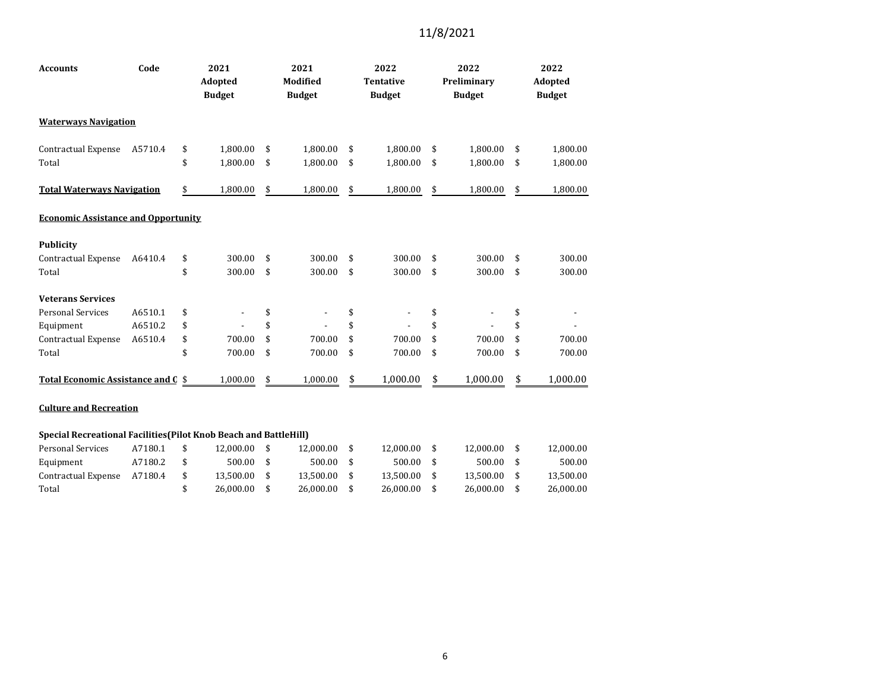11/8/2021

| Accounts | Code | 2021 Adopted Budget | 2021 Modified Budget | 2022 Tentative Budget | 2022 Preliminary Budget | 2022 Adopted Budget |
|---|---|---|---|---|---|---|
| **Waterways Navigation** | | | | | | |
| Contractual Expense | A5710.4 | $ 1,800.00 | $ 1,800.00 | $ 1,800.00 | $ 1,800.00 | $ 1,800.00 |
| Total | | $ 1,800.00 | $ 1,800.00 | $ 1,800.00 | $ 1,800.00 | $ 1,800.00 |
| **Total Waterways Navigation** | | $ 1,800.00 | $ 1,800.00 | $ 1,800.00 | $ 1,800.00 | $ 1,800.00 |
| **Economic Assistance and Opportunity** | | | | | | |
| **Publicity** | | | | | | |
| Contractual Expense | A6410.4 | $ 300.00 | $ 300.00 | $ 300.00 | $ 300.00 | $ 300.00 |
| Total | | $ 300.00 | $ 300.00 | $ 300.00 | $ 300.00 | $ 300.00 |
| **Veterans Services** | | | | | | |
| Personal Services | A6510.1 | $ - | $ - | $ - | $ - | $ - |
| Equipment | A6510.2 | $ - | $ - | $ - | $ - | $ - |
| Contractual Expense | A6510.4 | $ 700.00 | $ 700.00 | $ 700.00 | $ 700.00 | $ 700.00 |
| Total | | $ 700.00 | $ 700.00 | $ 700.00 | $ 700.00 | $ 700.00 |
| **Total Economic Assistance and C** | | $ 1,000.00 | $ 1,000.00 | $ 1,000.00 | $ 1,000.00 | $ 1,000.00 |
| **Culture and Recreation** | | | | | | |
| **Special Recreational Facilities(Pilot Knob Beach and BattleHill)** | | | | | | |
| Personal Services | A7180.1 | $ 12,000.00 | $ 12,000.00 | $ 12,000.00 | $ 12,000.00 | $ 12,000.00 |
| Equipment | A7180.2 | $ 500.00 | $ 500.00 | $ 500.00 | $ 500.00 | $ 500.00 |
| Contractual Expense | A7180.4 | $ 13,500.00 | $ 13,500.00 | $ 13,500.00 | $ 13,500.00 | $ 13,500.00 |
| Total | | $ 26,000.00 | $ 26,000.00 | $ 26,000.00 | $ 26,000.00 | $ 26,000.00 |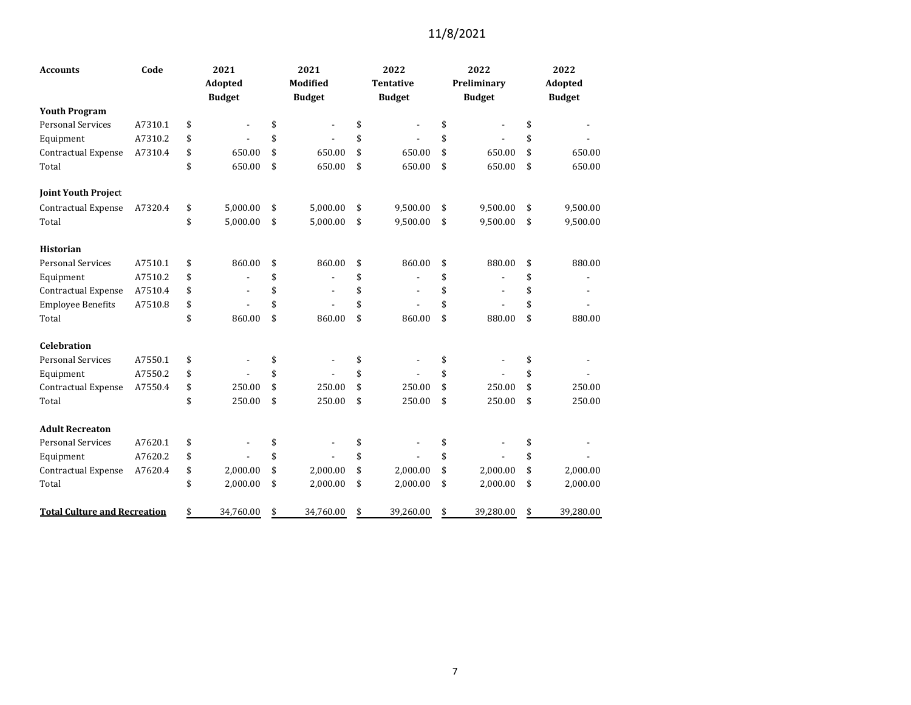11/8/2021

| Accounts | Code | 2021 Adopted Budget | 2021 Modified Budget | 2022 Tentative Budget | 2022 Preliminary Budget | 2022 Adopted Budget |
|---|---|---|---|---|---|---|
| **Youth Program** | | | | | | |
| Personal Services | A7310.1 | $ - | $ - | $ - | $ - | $ - |
| Equipment | A7310.2 | $ - | $ - | $ - | $ - | $ - |
| Contractual Expense | A7310.4 | $ 650.00 | $ 650.00 | $ 650.00 | $ 650.00 | $ 650.00 |
| Total | | $ 650.00 | $ 650.00 | $ 650.00 | $ 650.00 | $ 650.00 |
| | | | | | | |
| **Joint Youth Project** | | | | | | |
| Contractual Expense | A7320.4 | $ 5,000.00 | $ 5,000.00 | $ 9,500.00 | $ 9,500.00 | $ 9,500.00 |
| Total | | $ 5,000.00 | $ 5,000.00 | $ 9,500.00 | $ 9,500.00 | $ 9,500.00 |
| | | | | | | |
| **Historian** | | | | | | |
| Personal Services | A7510.1 | $ 860.00 | $ 860.00 | $ 860.00 | $ 880.00 | $ 880.00 |
| Equipment | A7510.2 | $ - | $ - | $ - | $ - | $ - |
| Contractual Expense | A7510.4 | $ - | $ - | $ - | $ - | $ - |
| Employee Benefits | A7510.8 | $ - | $ - | $ - | $ - | $ - |
| Total | | $ 860.00 | $ 860.00 | $ 860.00 | $ 880.00 | $ 880.00 |
| | | | | | | |
| **Celebration** | | | | | | |
| Personal Services | A7550.1 | $ - | $ - | $ - | $ - | $ - |
| Equipment | A7550.2 | $ - | $ - | $ - | $ - | $ - |
| Contractual Expense | A7550.4 | $ 250.00 | $ 250.00 | $ 250.00 | $ 250.00 | $ 250.00 |
| Total | | $ 250.00 | $ 250.00 | $ 250.00 | $ 250.00 | $ 250.00 |
| | | | | | | |
| **Adult Recreaton** | | | | | | |
| Personal Services | A7620.1 | $ - | $ - | $ - | $ - | $ - |
| Equipment | A7620.2 | $ - | $ - | $ - | $ - | $ - |
| Contractual Expense | A7620.4 | $ 2,000.00 | $ 2,000.00 | $ 2,000.00 | $ 2,000.00 | $ 2,000.00 |
| Total | | $ 2,000.00 | $ 2,000.00 | $ 2,000.00 | $ 2,000.00 | $ 2,000.00 |
| | | | | | | |
| **Total Culture and Recreation** | | $ 34,760.00 | $ 34,760.00 | $ 39,260.00 | $ 39,280.00 | $ 39,280.00 |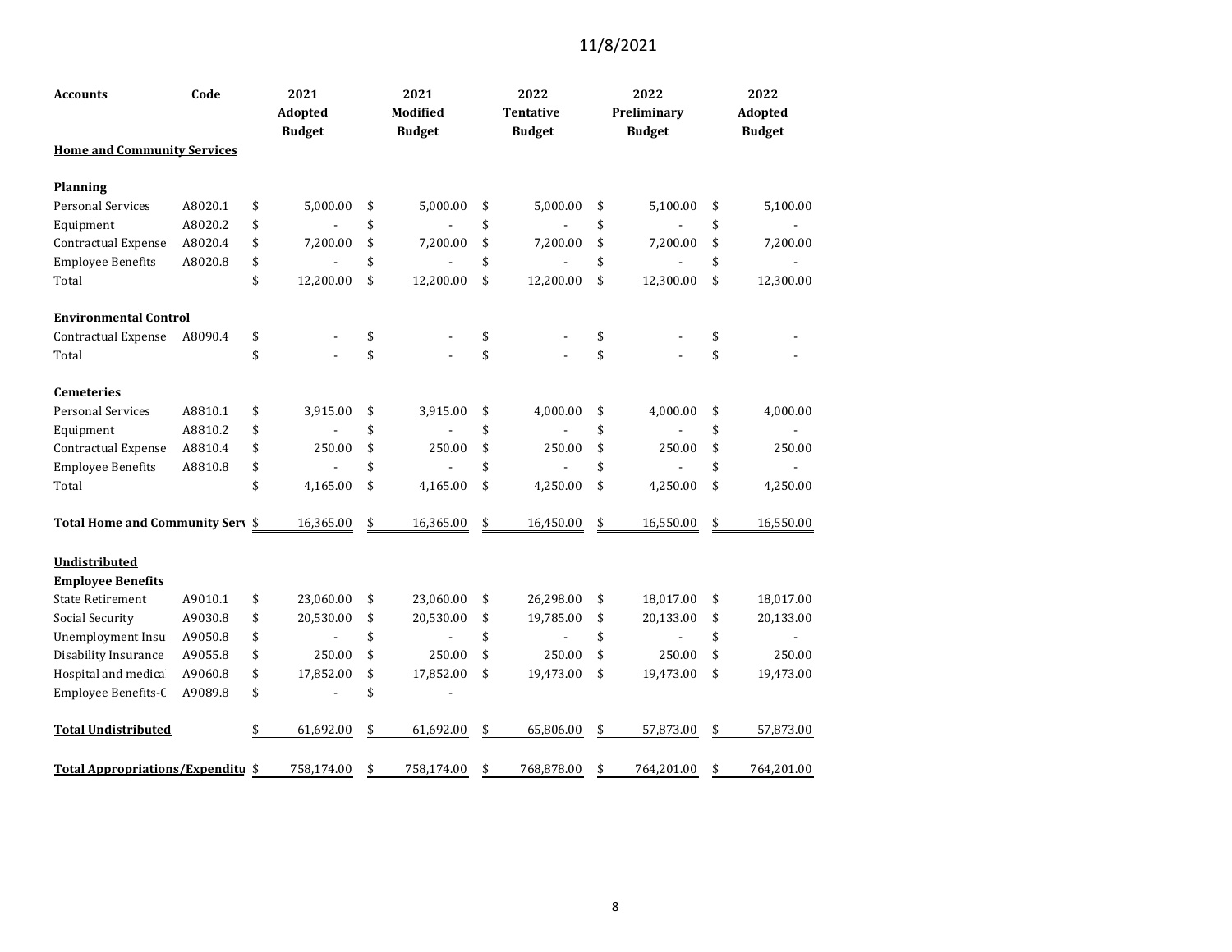11/8/2021

| Accounts | Code | 2021 Adopted Budget | 2021 Modified Budget | 2022 Tentative Budget | 2022 Preliminary Budget | 2022 Adopted Budget |
|---|---|---|---|---|---|---|
| **Home and Community Services** | | | | | | |
| **Planning** | | | | | | |
| Personal Services | A8020.1 | $ 5,000.00 | $ 5,000.00 | $ 5,000.00 | $ 5,100.00 | $ 5,100.00 |
| Equipment | A8020.2 | $ - | $ - | $ - | $ - | $ - |
| Contractual Expense | A8020.4 | $ 7,200.00 | $ 7,200.00 | $ 7,200.00 | $ 7,200.00 | $ 7,200.00 |
| Employee Benefits | A8020.8 | $ - | $ - | $ - | $ - | $ - |
| Total | | $ 12,200.00 | $ 12,200.00 | $ 12,200.00 | $ 12,300.00 | $ 12,300.00 |
| **Environmental Control** | | | | | | |
| Contractual Expense | A8090.4 | $ - | $ - | $ - | $ - | $ - |
| Total | | $ - | $ - | $ - | $ - | $ - |
| **Cemeteries** | | | | | | |
| Personal Services | A8810.1 | $ 3,915.00 | $ 3,915.00 | $ 4,000.00 | $ 4,000.00 | $ 4,000.00 |
| Equipment | A8810.2 | $ - | $ - | $ - | $ - | $ - |
| Contractual Expense | A8810.4 | $ 250.00 | $ 250.00 | $ 250.00 | $ 250.00 | $ 250.00 |
| Employee Benefits | A8810.8 | $ - | $ - | $ - | $ - | $ - |
| Total | | $ 4,165.00 | $ 4,165.00 | $ 4,250.00 | $ 4,250.00 | $ 4,250.00 |
| **Total Home and Community Serv** | | $ 16,365.00 | $ 16,365.00 | $ 16,450.00 | $ 16,550.00 | $ 16,550.00 |
| **Undistributed** | | | | | | |
| **Employee Benefits** | | | | | | |
| State Retirement | A9010.1 | $ 23,060.00 | $ 23,060.00 | $ 26,298.00 | $ 18,017.00 | $ 18,017.00 |
| Social Security | A9030.8 | $ 20,530.00 | $ 20,530.00 | $ 19,785.00 | $ 20,133.00 | $ 20,133.00 |
| Unemployment Insu | A9050.8 | $ - | $ - | $ - | $ - | $ - |
| Disability Insurance | A9055.8 | $ 250.00 | $ 250.00 | $ 250.00 | $ 250.00 | $ 250.00 |
| Hospital and medica | A9060.8 | $ 17,852.00 | $ 17,852.00 | $ 19,473.00 | $ 19,473.00 | $ 19,473.00 |
| Employee Benefits-C | A9089.8 | $ - | $ - | | | |
| **Total Undistributed** | | $ 61,692.00 | $ 61,692.00 | $ 65,806.00 | $ 57,873.00 | $ 57,873.00 |
| **Total Appropriations/Expenditu** | | $ 758,174.00 | $ 758,174.00 | $ 768,878.00 | $ 764,201.00 | $ 764,201.00 |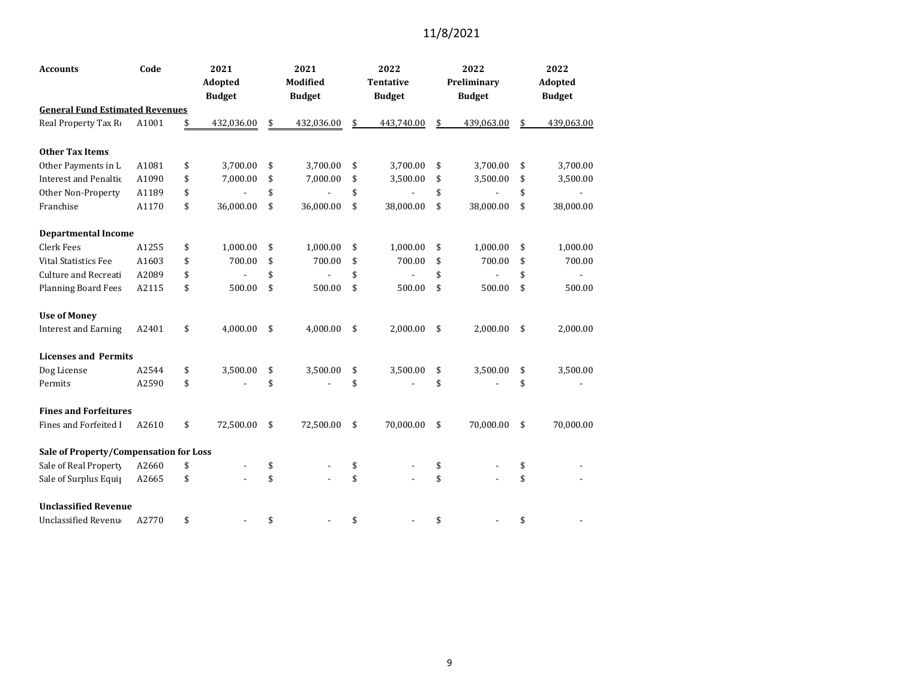11/8/2021

| Accounts | Code | 2021 Adopted Budget | 2021 Modified Budget | 2022 Tentative Budget | 2022 Preliminary Budget | 2022 Adopted Budget |
|---|---|---|---|---|---|---|
| **General Fund Estimated Revenues** | | | | | | |
| Real Property Tax Re | A1001 | $ 432,036.00 | $ 432,036.00 | $ 443,740.00 | $ 439,063.00 | $ 439,063.00 |
| | | | | | | |
| **Other Tax Items** | | | | | | |
| Other Payments in L | A1081 | $ 3,700.00 | $ 3,700.00 | $ 3,700.00 | $ 3,700.00 | $ 3,700.00 |
| Interest and Penaltie | A1090 | $ 7,000.00 | $ 7,000.00 | $ 3,500.00 | $ 3,500.00 | $ 3,500.00 |
| Other Non-Property | A1189 | $ - | $ - | $ - | $ - | $ - |
| Franchise | A1170 | $ 36,000.00 | $ 36,000.00 | $ 38,000.00 | $ 38,000.00 | $ 38,000.00 |
| | | | | | | |
| **Departmental Income** | | | | | | |
| Clerk Fees | A1255 | $ 1,000.00 | $ 1,000.00 | $ 1,000.00 | $ 1,000.00 | $ 1,000.00 |
| Vital Statistics Fee | A1603 | $ 700.00 | $ 700.00 | $ 700.00 | $ 700.00 | $ 700.00 |
| Culture and Recreati | A2089 | $ - | $ - | $ - | $ - | $ - |
| Planning Board Fees | A2115 | $ 500.00 | $ 500.00 | $ 500.00 | $ 500.00 | $ 500.00 |
| | | | | | | |
| **Use of Money** | | | | | | |
| Interest and Earning | A2401 | $ 4,000.00 | $ 4,000.00 | $ 2,000.00 | $ 2,000.00 | $ 2,000.00 |
| | | | | | | |
| **Licenses and Permits** | | | | | | |
| Dog License | A2544 | $ 3,500.00 | $ 3,500.00 | $ 3,500.00 | $ 3,500.00 | $ 3,500.00 |
| Permits | A2590 | $ - | $ - | $ - | $ - | $ - |
| | | | | | | |
| **Fines and Forfeitures** | | | | | | |
| Fines and Forfeited I | A2610 | $ 72,500.00 | $ 72,500.00 | $ 70,000.00 | $ 70,000.00 | $ 70,000.00 |
| | | | | | | |
| **Sale of Property/Compensation for Loss** | | | | | | |
| Sale of Real Property | A2660 | $ - | $ - | $ - | $ - | $ - |
| Sale of Surplus Equip | A2665 | $ - | $ - | $ - | $ - | $ - |
| | | | | | | |
| **Unclassified Revenue** | | | | | | |
| Unclassified Revenu | A2770 | $ - | $ - | $ - | $ - | $ - |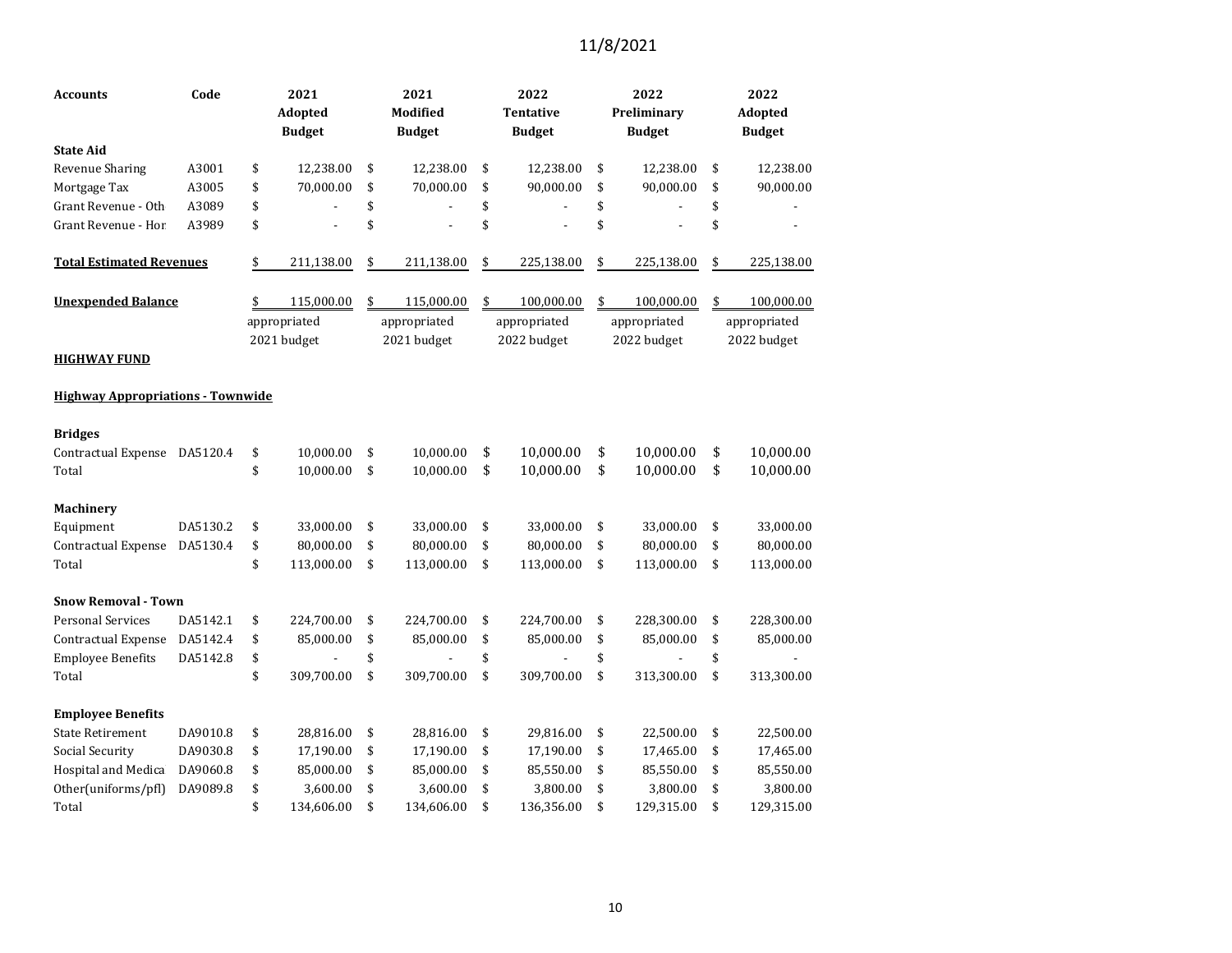| Accounts | Code | 2021 Adopted Budget | 2021 Modified Budget | 2022 Tentative Budget | 2022 Preliminary Budget | 2022 Adopted Budget |
|---|---|---|---|---|---|---|
| **State Aid** | | | | | | |
| Revenue Sharing | A3001 | $ 12,238.00 | $ 12,238.00 | $ 12,238.00 | $ 12,238.00 | $ 12,238.00 |
| Mortgage Tax | A3005 | $ 70,000.00 | $ 70,000.00 | $ 90,000.00 | $ 90,000.00 | $ 90,000.00 |
| Grant Revenue - Oth | A3089 | $ - | $ - | $ - | $ - | $ - |
| Grant Revenue - Hor | A3989 | $ - | $ - | $ - | $ - | $ - |
| **Total Estimated Revenues** | | $ 211,138.00 | $ 211,138.00 | $ 225,138.00 | $ 225,138.00 | $ 225,138.00 |
| **Unexpended Balance** | | $ 115,000.00 | $ 115,000.00 | $ 100,000.00 | $ 100,000.00 | $ 100,000.00 |
| | | appropriated 2021 budget | appropriated 2021 budget | appropriated 2022 budget | appropriated 2022 budget | appropriated 2022 budget |

**HIGHWAY FUND**

**Highway Appropriations - Townwide**

| Accounts | Code | 2021 Adopted Budget | 2021 Modified Budget | 2022 Tentative Budget | 2022 Preliminary Budget | 2022 Adopted Budget |
|---|---|---|---|---|---|---|
| **Bridges** | | | | | | |
| Contractual Expense | DA5120.4 | $ 10,000.00 | $ 10,000.00 | $ 10,000.00 | $ 10,000.00 | $ 10,000.00 |
| Total | | $ 10,000.00 | $ 10,000.00 | $ 10,000.00 | $ 10,000.00 | $ 10,000.00 |
| **Machinery** | | | | | | |
| Equipment | DA5130.2 | $ 33,000.00 | $ 33,000.00 | $ 33,000.00 | $ 33,000.00 | $ 33,000.00 |
| Contractual Expense | DA5130.4 | $ 80,000.00 | $ 80,000.00 | $ 80,000.00 | $ 80,000.00 | $ 80,000.00 |
| Total | | $ 113,000.00 | $ 113,000.00 | $ 113,000.00 | $ 113,000.00 | $ 113,000.00 |
| **Snow Removal - Town** | | | | | | |
| Personal Services | DA5142.1 | $ 224,700.00 | $ 224,700.00 | $ 224,700.00 | $ 228,300.00 | $ 228,300.00 |
| Contractual Expense | DA5142.4 | $ 85,000.00 | $ 85,000.00 | $ 85,000.00 | $ 85,000.00 | $ 85,000.00 |
| Employee Benefits | DA5142.8 | $ - | $ - | $ - | $ - | $ - |
| Total | | $ 309,700.00 | $ 309,700.00 | $ 309,700.00 | $ 313,300.00 | $ 313,300.00 |
| **Employee Benefits** | | | | | | |
| State Retirement | DA9010.8 | $ 28,816.00 | $ 28,816.00 | $ 29,816.00 | $ 22,500.00 | $ 22,500.00 |
| Social Security | DA9030.8 | $ 17,190.00 | $ 17,190.00 | $ 17,190.00 | $ 17,465.00 | $ 17,465.00 |
| Hospital and Medica | DA9060.8 | $ 85,000.00 | $ 85,000.00 | $ 85,550.00 | $ 85,550.00 | $ 85,550.00 |
| Other(uniforms/pfl) | DA9089.8 | $ 3,600.00 | $ 3,600.00 | $ 3,800.00 | $ 3,800.00 | $ 3,800.00 |
| Total | | $ 134,606.00 | $ 134,606.00 | $ 136,356.00 | $ 129,315.00 | $ 129,315.00 |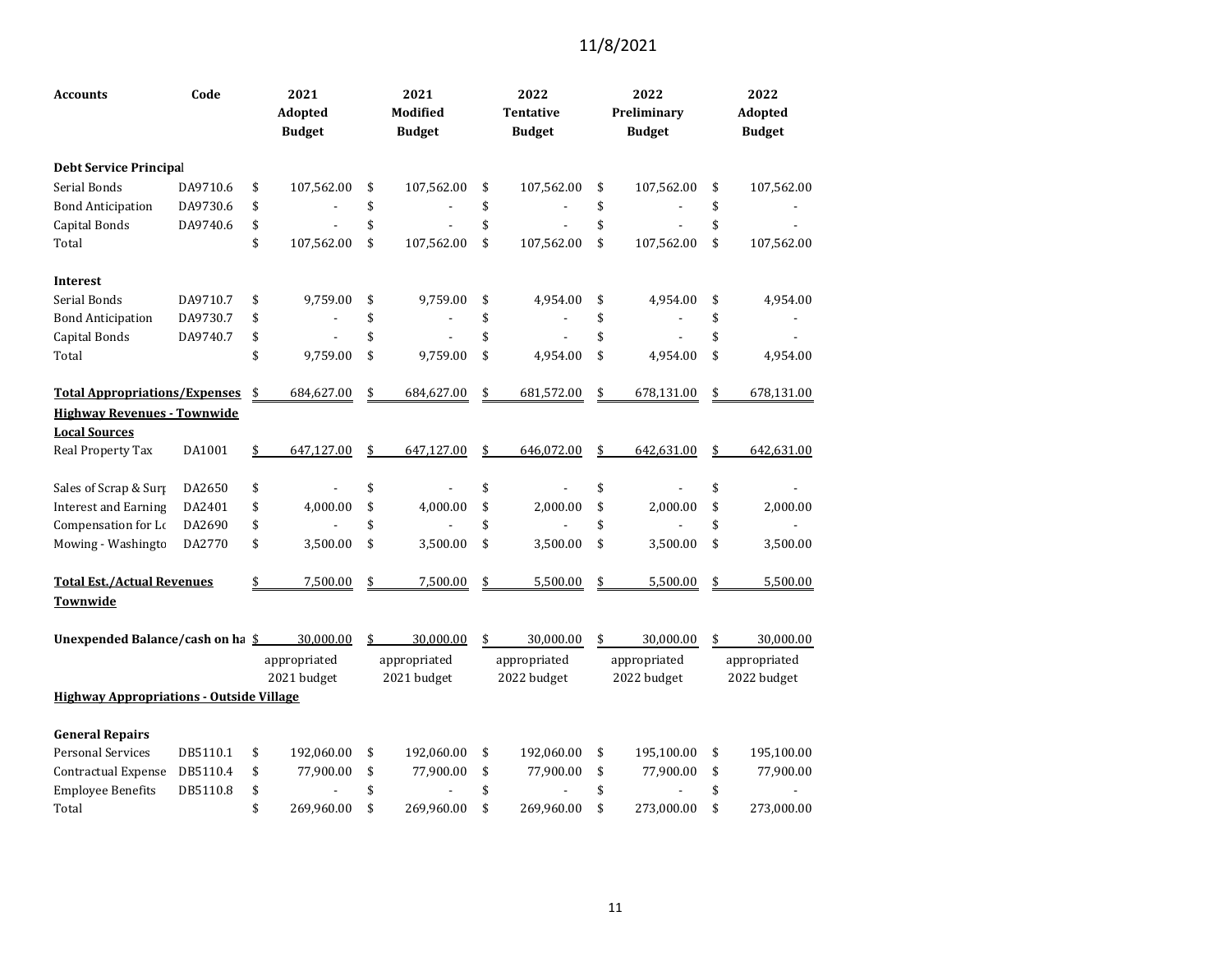| Accounts | Code | 2021 Adopted Budget | 2021 Modified Budget | 2022 Tentative Budget | 2022 Preliminary Budget | 2022 Adopted Budget |
|---|---|---|---|---|---|---|
| **Debt Service Principal** | | | | | | |
| Serial Bonds | DA9710.6 | $ 107,562.00 | $ 107,562.00 | $ 107,562.00 | $ 107,562.00 | $ 107,562.00 |
| Bond Anticipation | DA9730.6 | $ - | $ - | $ - | $ - | $ - |
| Capital Bonds | DA9740.6 | $ - | $ - | $ - | $ - | $ - |
| Total | | $ 107,562.00 | $ 107,562.00 | $ 107,562.00 | $ 107,562.00 | $ 107,562.00 |
| **Interest** | | | | | | |
| Serial Bonds | DA9710.7 | $ 9,759.00 | $ 9,759.00 | $ 4,954.00 | $ 4,954.00 | $ 4,954.00 |
| Bond Anticipation | DA9730.7 | $ - | $ - | $ - | $ - | $ - |
| Capital Bonds | DA9740.7 | $ - | $ - | $ - | $ - | $ - |
| Total | | $ 9,759.00 | $ 9,759.00 | $ 4,954.00 | $ 4,954.00 | $ 4,954.00 |
| **Total Appropriations/Expenses** | | $ 684,627.00 | $ 684,627.00 | $ 681,572.00 | $ 678,131.00 | $ 678,131.00 |
| **Highway Revenues - Townwide** | | | | | | |
| **Local Sources** | | | | | | |
| Real Property Tax | DA1001 | $ 647,127.00 | $ 647,127.00 | $ 646,072.00 | $ 642,631.00 | $ 642,631.00 |
| Sales of Scrap & Surp | DA2650 | $ - | $ - | $ - | $ - | $ - |
| Interest and Earning | DA2401 | $ 4,000.00 | $ 4,000.00 | $ 2,000.00 | $ 2,000.00 | $ 2,000.00 |
| Compensation for Lo | DA2690 | $ - | $ - | $ - | $ - | $ - |
| Mowing - Washingto | DA2770 | $ 3,500.00 | $ 3,500.00 | $ 3,500.00 | $ 3,500.00 | $ 3,500.00 |
| **Total Est./Actual Revenues Townwide** | | $ 7,500.00 | $ 7,500.00 | $ 5,500.00 | $ 5,500.00 | $ 5,500.00 |
| **Unexpended Balance/cash on ha** | | $ 30,000.00 | $ 30,000.00 | $ 30,000.00 | $ 30,000.00 | $ 30,000.00 |
| | | appropriated 2021 budget | appropriated 2021 budget | appropriated 2022 budget | appropriated 2022 budget | appropriated 2022 budget |
| **Highway Appropriations - Outside Village** | | | | | | |
| **General Repairs** | | | | | | |
| Personal Services | DB5110.1 | $ 192,060.00 | $ 192,060.00 | $ 192,060.00 | $ 195,100.00 | $ 195,100.00 |
| Contractual Expense | DB5110.4 | $ 77,900.00 | $ 77,900.00 | $ 77,900.00 | $ 77,900.00 | $ 77,900.00 |
| Employee Benefits | DB5110.8 | $ - | $ - | $ - | $ - | $ - |
| Total | | $ 269,960.00 | $ 269,960.00 | $ 269,960.00 | $ 273,000.00 | $ 273,000.00 |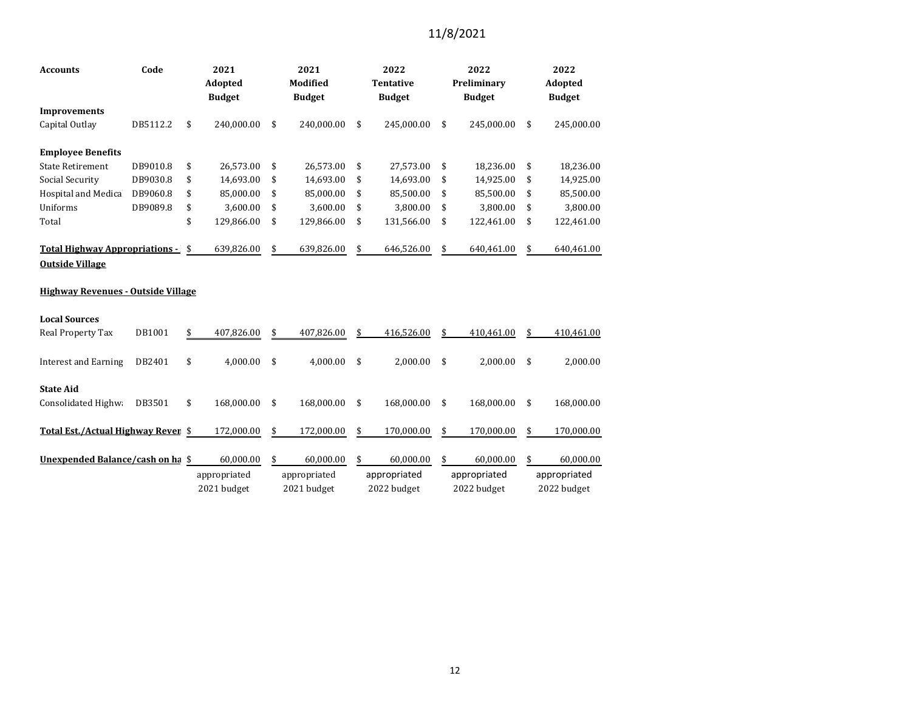11/8/2021

| Accounts | Code | 2021 Adopted Budget | 2021 Modified Budget | 2022 Tentative Budget | 2022 Preliminary Budget | 2022 Adopted Budget |
|---|---|---|---|---|---|---|
| **Improvements** | | | | | | |
| Capital Outlay | DB5112.2 | $ 240,000.00 | $ 240,000.00 | $ 245,000.00 | $ 245,000.00 | $ 245,000.00 |
| | | | | | | |
| **Employee Benefits** | | | | | | |
| State Retirement | DB9010.8 | $ 26,573.00 | $ 26,573.00 | $ 27,573.00 | $ 18,236.00 | $ 18,236.00 |
| Social Security | DB9030.8 | $ 14,693.00 | $ 14,693.00 | $ 14,693.00 | $ 14,925.00 | $ 14,925.00 |
| Hospital and Medica | DB9060.8 | $ 85,000.00 | $ 85,000.00 | $ 85,500.00 | $ 85,500.00 | $ 85,500.00 |
| Uniforms | DB9089.8 | $ 3,600.00 | $ 3,600.00 | $ 3,800.00 | $ 3,800.00 | $ 3,800.00 |
| Total | | $ 129,866.00 | $ 129,866.00 | $ 131,566.00 | $ 122,461.00 | $ 122,461.00 |
| | | | | | | |
| **Total Highway Appropriations - Outside Village** | | $ 639,826.00 | $ 639,826.00 | $ 646,526.00 | $ 640,461.00 | $ 640,461.00 |
| | | | | | | |
| **Highway Revenues - Outside Village** | | | | | | |
| | | | | | | |
| **Local Sources** | | | | | | |
| Real Property Tax | DB1001 | $ 407,826.00 | $ 407,826.00 | $ 416,526.00 | $ 410,461.00 | $ 410,461.00 |
| | | | | | | |
| Interest and Earning | DB2401 | $ 4,000.00 | $ 4,000.00 | $ 2,000.00 | $ 2,000.00 | $ 2,000.00 |
| | | | | | | |
| **State Aid** | | | | | | |
| Consolidated Highwa | DB3501 | $ 168,000.00 | $ 168,000.00 | $ 168,000.00 | $ 168,000.00 | $ 168,000.00 |
| | | | | | | |
| **Total Est./Actual Highway Reven** | | $ 172,000.00 | $ 172,000.00 | $ 170,000.00 | $ 170,000.00 | $ 170,000.00 |
| | | | | | | |
| **Unexpended Balance/cash on ha** | | $ 60,000.00 | $ 60,000.00 | $ 60,000.00 | $ 60,000.00 | $ 60,000.00 |
| | | appropriated 2021 budget | appropriated 2021 budget | appropriated 2022 budget | appropriated 2022 budget | appropriated 2022 budget |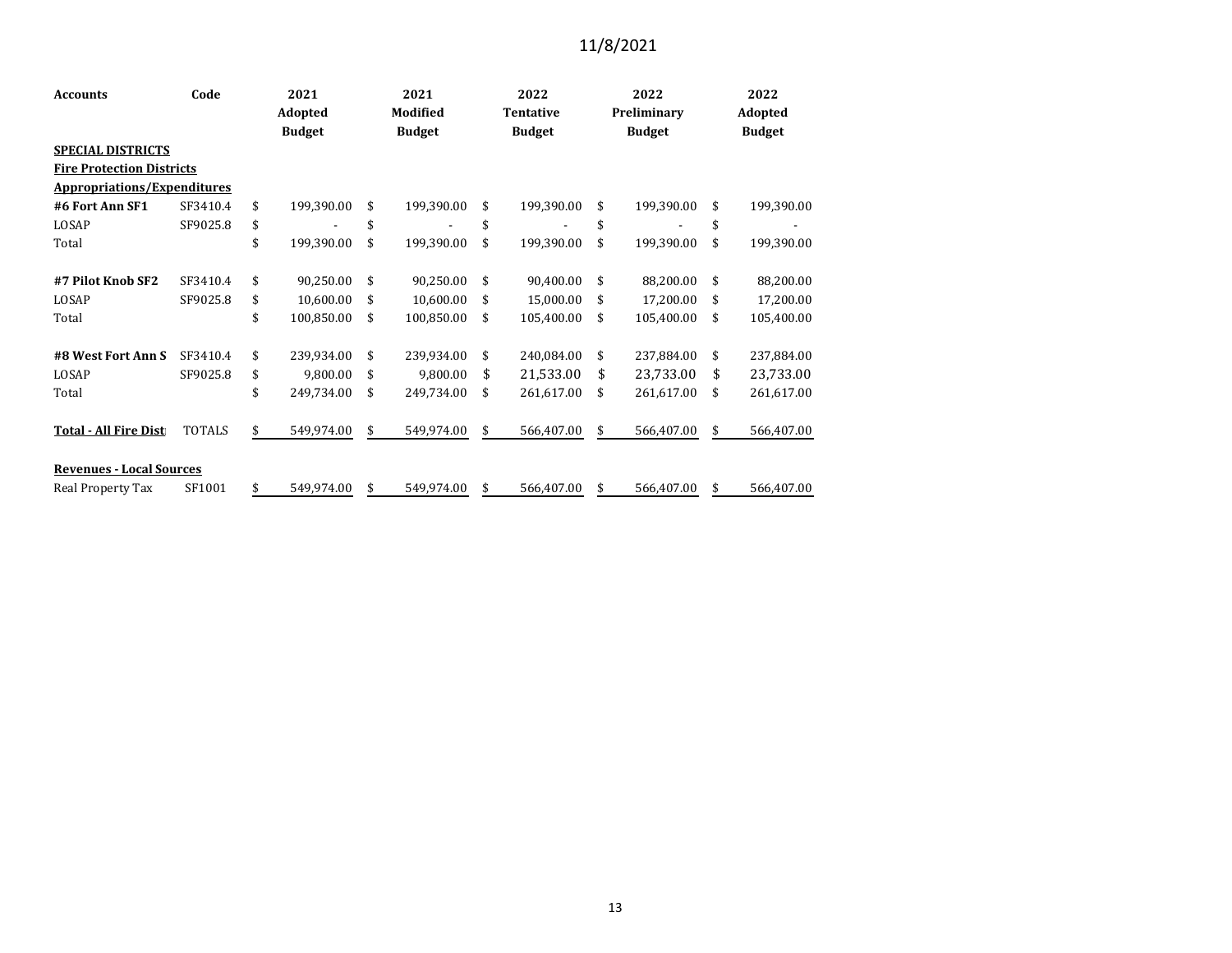11/8/2021

| Accounts | Code | 2021 Adopted Budget | 2021 Modified Budget | 2022 Tentative Budget | 2022 Preliminary Budget | 2022 Adopted Budget |
|---|---|---|---|---|---|---|
| **SPECIAL DISTRICTS** | | | | | | |
| **Fire Protection Districts** | | | | | | |
| **Appropriations/Expenditures** | | | | | | |
| **#6 Fort Ann SF1** | SF3410.4 | $ 199,390.00 | $ 199,390.00 | $ 199,390.00 | $ 199,390.00 | $ 199,390.00 |
| LOSAP | SF9025.8 | $ - | $ - | $ - | $ - | $ - |
| Total | | $ 199,390.00 | $ 199,390.00 | $ 199,390.00 | $ 199,390.00 | $ 199,390.00 |
| | | | | | | |
| **#7 Pilot Knob SF2** | SF3410.4 | $ 90,250.00 | $ 90,250.00 | $ 90,400.00 | $ 88,200.00 | $ 88,200.00 |
| LOSAP | SF9025.8 | $ 10,600.00 | $ 10,600.00 | $ 15,000.00 | $ 17,200.00 | $ 17,200.00 |
| Total | | $ 100,850.00 | $ 100,850.00 | $ 105,400.00 | $ 105,400.00 | $ 105,400.00 |
| | | | | | | |
| **#8 West Fort Ann S** | SF3410.4 | $ 239,934.00 | $ 239,934.00 | $ 240,084.00 | $ 237,884.00 | $ 237,884.00 |
| LOSAP | SF9025.8 | $ 9,800.00 | $ 9,800.00 | $ 21,533.00 | $ 23,733.00 | $ 23,733.00 |
| Total | | $ 249,734.00 | $ 249,734.00 | $ 261,617.00 | $ 261,617.00 | $ 261,617.00 |
| | | | | | | |
| **Total - All Fire Dist** | TOTALS | $ 549,974.00 | $ 549,974.00 | $ 566,407.00 | $ 566,407.00 | $ 566,407.00 |
| | | | | | | |
| **Revenues - Local Sources** | | | | | | |
| Real Property Tax | SF1001 | $ 549,974.00 | $ 549,974.00 | $ 566,407.00 | $ 566,407.00 | $ 566,407.00 |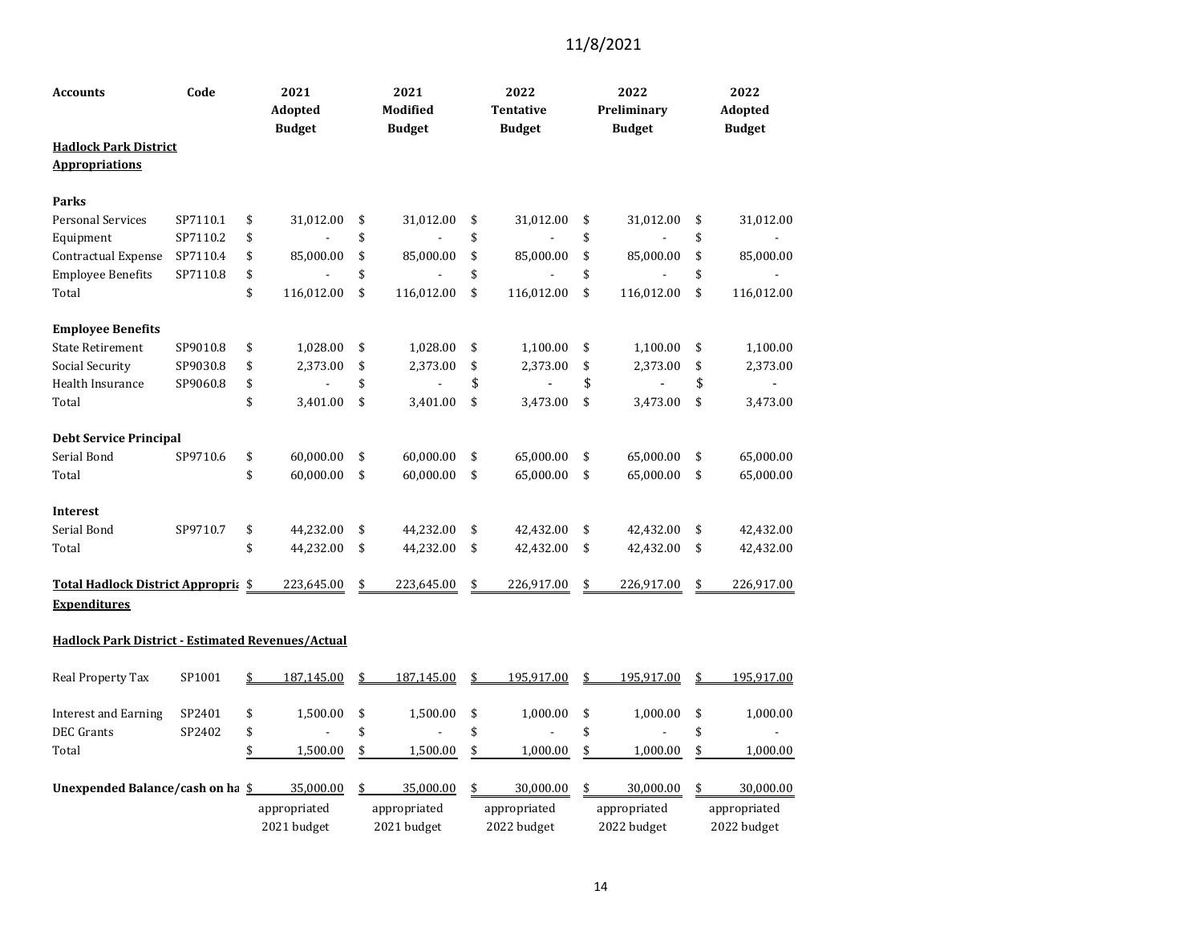11/8/2021

| Accounts | Code | 2021 Adopted Budget | 2021 Modified Budget | 2022 Tentative Budget | 2022 Preliminary Budget | 2022 Adopted Budget |
|---|---|---|---|---|---|---|
| **Hadlock Park District** | | | | | | |
| **Appropriations** | | | | | | |
| **Parks** | | | | | | |
| Personal Services | SP7110.1 | $ 31,012.00 | $ 31,012.00 | $ 31,012.00 | $ 31,012.00 | $ 31,012.00 |
| Equipment | SP7110.2 | $ - | $ - | $ - | $ - | $ - |
| Contractual Expense | SP7110.4 | $ 85,000.00 | $ 85,000.00 | $ 85,000.00 | $ 85,000.00 | $ 85,000.00 |
| Employee Benefits | SP7110.8 | $ - | $ - | $ - | $ - | $ - |
| Total | | $ 116,012.00 | $ 116,012.00 | $ 116,012.00 | $ 116,012.00 | $ 116,012.00 |
| **Employee Benefits** | | | | | | |
| State Retirement | SP9010.8 | $ 1,028.00 | $ 1,028.00 | $ 1,100.00 | $ 1,100.00 | $ 1,100.00 |
| Social Security | SP9030.8 | $ 2,373.00 | $ 2,373.00 | $ 2,373.00 | $ 2,373.00 | $ 2,373.00 |
| Health Insurance | SP9060.8 | $ - | $ - | $ - | $ - | $ - |
| Total | | $ 3,401.00 | $ 3,401.00 | $ 3,473.00 | $ 3,473.00 | $ 3,473.00 |
| **Debt Service Principal** | | | | | | |
| Serial Bond | SP9710.6 | $ 60,000.00 | $ 60,000.00 | $ 65,000.00 | $ 65,000.00 | $ 65,000.00 |
| Total | | $ 60,000.00 | $ 60,000.00 | $ 65,000.00 | $ 65,000.00 | $ 65,000.00 |
| **Interest** | | | | | | |
| Serial Bond | SP9710.7 | $ 44,232.00 | $ 44,232.00 | $ 42,432.00 | $ 42,432.00 | $ 42,432.00 |
| Total | | $ 44,232.00 | $ 44,232.00 | $ 42,432.00 | $ 42,432.00 | $ 42,432.00 |
| **Total Hadlock District Appropria** | | $ 223,645.00 | $ 223,645.00 | $ 226,917.00 | $ 226,917.00 | $ 226,917.00 |
| **Expenditures** | | | | | | |
| **Hadlock Park District - Estimated Revenues/Actual** | | | | | | |
| Real Property Tax | SP1001 | $ 187,145.00 | $ 187,145.00 | $ 195,917.00 | $ 195,917.00 | $ 195,917.00 |
| Interest and Earning | SP2401 | $ 1,500.00 | $ 1,500.00 | $ 1,000.00 | $ 1,000.00 | $ 1,000.00 |
| DEC Grants | SP2402 | $ - | $ - | $ - | $ - | $ - |
| Total | | $ 1,500.00 | $ 1,500.00 | $ 1,000.00 | $ 1,000.00 | $ 1,000.00 |
| **Unexpended Balance/cash on ha** | | $ 35,000.00 | $ 35,000.00 | $ 30,000.00 | $ 30,000.00 | $ 30,000.00 |
| | | appropriated 2021 budget | appropriated 2021 budget | appropriated 2022 budget | appropriated 2022 budget | appropriated 2022 budget |